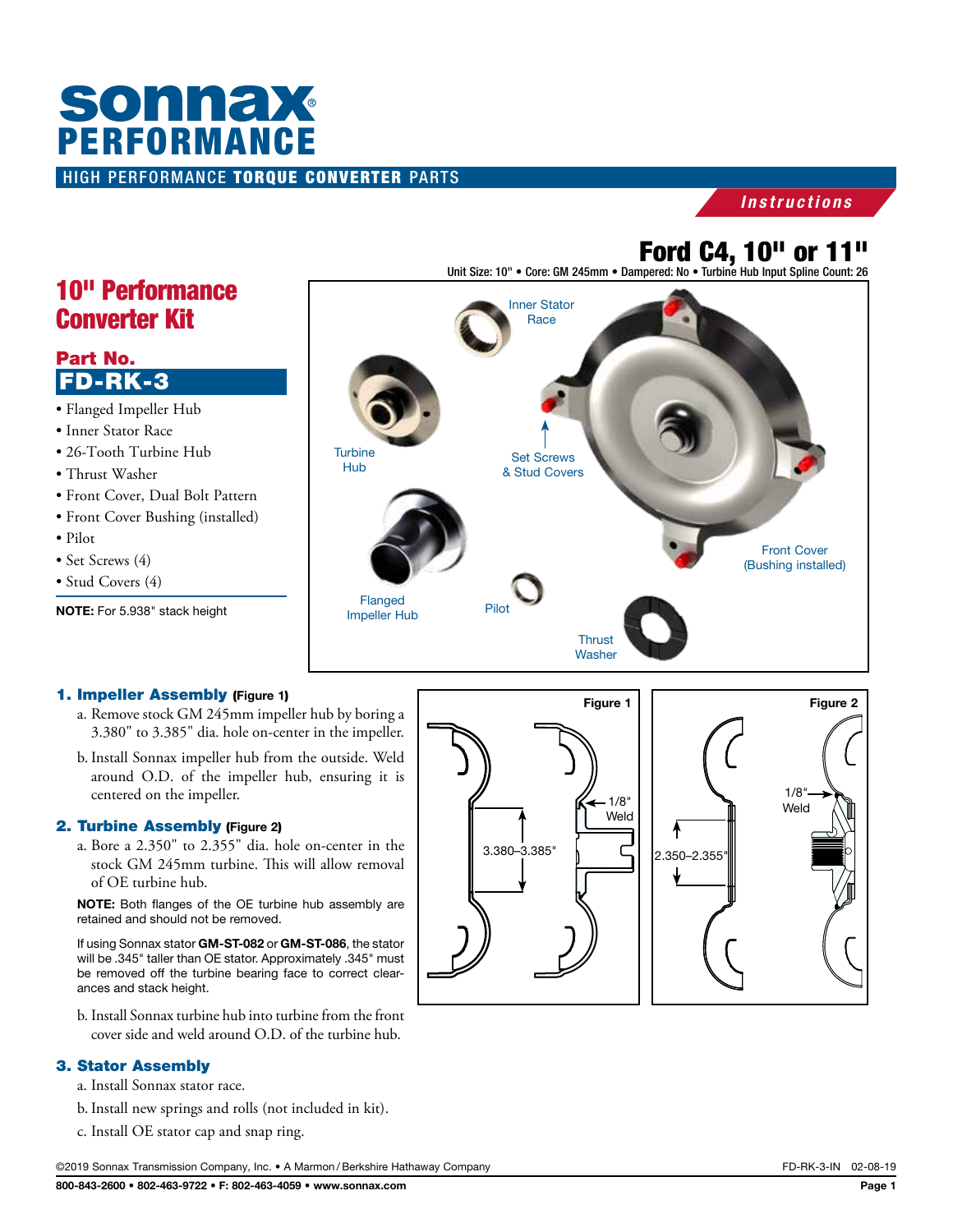# sonnax® PERFORMANCE

HIGH PERFORMANCE **TORQUE CONVERTER** PARTS

*Instructions*

## Ford C4, 10" or 11"

Unit Size: 10" • Core: GM 245mm • Dampered: No • Turbine Hub Input Spline Count: 26

## 10" Performance Converter Kit

### Part No.

### FD-RK-3

- Flanged Impeller Hub
- Inner Stator Race
- 26-Tooth Turbine Hub
- Thrust Washer
- Front Cover, Dual Bolt Pattern
- Front Cover Bushing (installed)
- Pilot
- Set Screws (4)
- Stud Covers (4)

**NOTE:** For 5.938" stack height

Inner Stator Race

Turbine Hub

Set Screws & Stud Covers

Front Cover (Bushing installed)

Flanged Impeller Hub

Pilot

Thrust Washer

### 1. Impeller Assembly (Figure 1)

a. Remove stock GM 245mm impeller hub by boring a 3.380" to 3.385" dia. hole on-center in the impeller.

b. Install Sonnax impeller hub from the outside. Weld around O.D. of the impeller hub, ensuring it is centered on the impeller.

### 2. Turbine Assembly (Figure 2)

a. Bore a 2.350" to 2.355" dia. hole on-center in the stock GM 245mm turbine. This will allow removal of OE turbine hub.

**NOTE:** Both flanges of the OE turbine hub assembly are retained and should not be removed.

If using Sonnax stator **GM-ST-082** or **GM-ST-086**, the stator will be .345" taller than OE stator. Approximately .345" must be removed off the turbine bearing face to correct clearances and stack height.

b. Install Sonnax turbine hub into turbine from the front cover side and weld around O.D. of the turbine hub.

### 3. Stator Assembly

a. Install Sonnax stator race.

b. Install new springs and rolls (not included in kit).

c. Install OE stator cap and snap ring.

Figure 1

1/8" Weld

3.380–3.385"

Figure 2

1/8" Weld

2.350–2.355"

©2019 Sonnax Transmission Company, Inc. • A Marmon / Berkshire Hathaway Company

FD-RK-3-IN 02-08-19

800-843-2600 • 802-463-9722 • F: 802-463-4059 • www.sonnax.com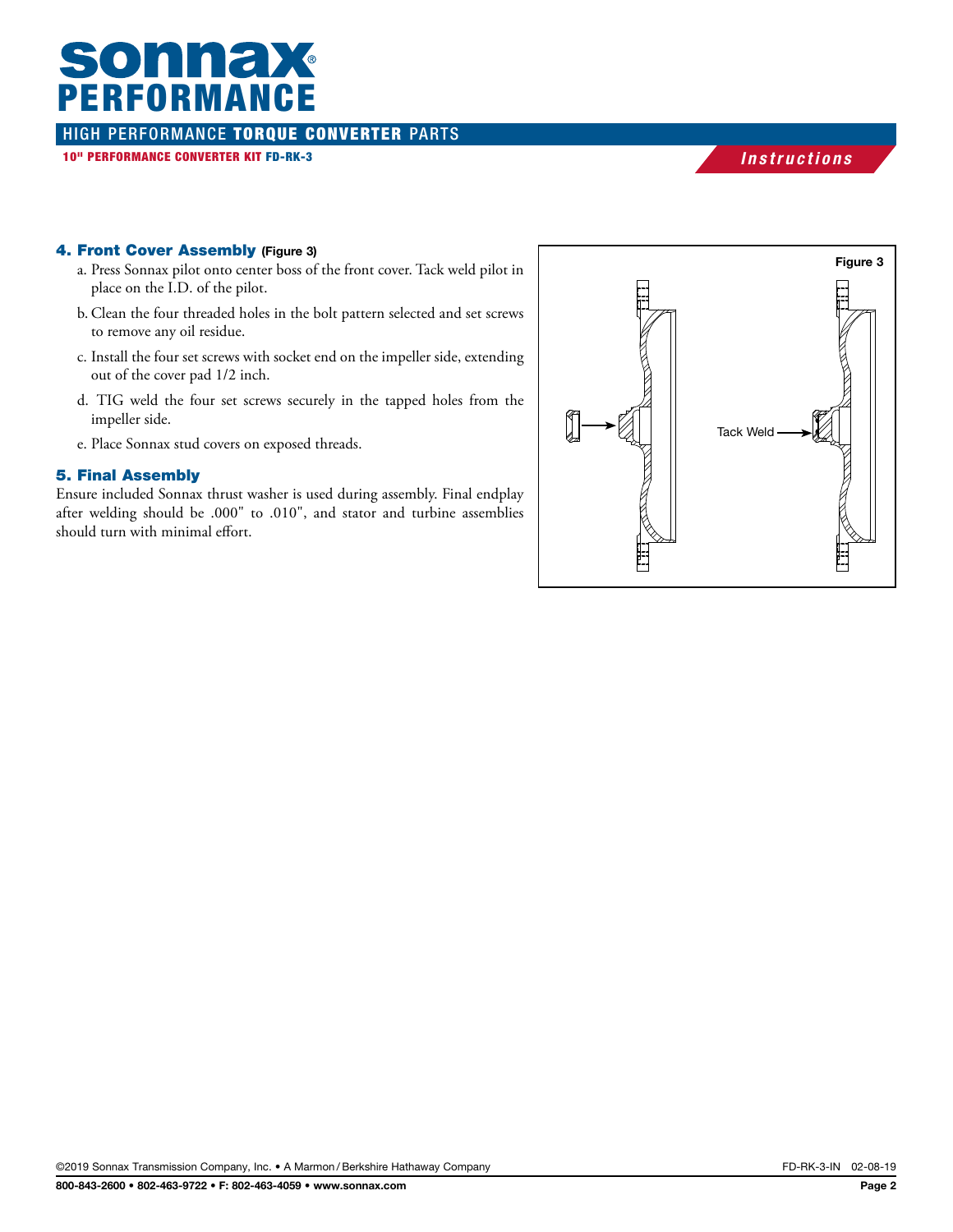### 4. Front Cover Assembly (Figure 3)

a. Press Sonnax pilot onto center boss of the front cover. Tack weld pilot in place on the I.D. of the pilot.

b. Clean the four threaded holes in the bolt pattern selected and set screws to remove any oil residue.

c. Install the four set screws with socket end on the impeller side, extending out of the cover pad 1/2 inch.

d. TIG weld the four set screws securely in the tapped holes from the impeller side.

e. Place Sonnax stud covers on exposed threads.

### 5. Final Assembly

Ensure included Sonnax thrust washer is used during assembly. Final endplay after welding should be .000" to .010", and stator and turbine assemblies should turn with minimal effort.

Figure 3

Tack Weld